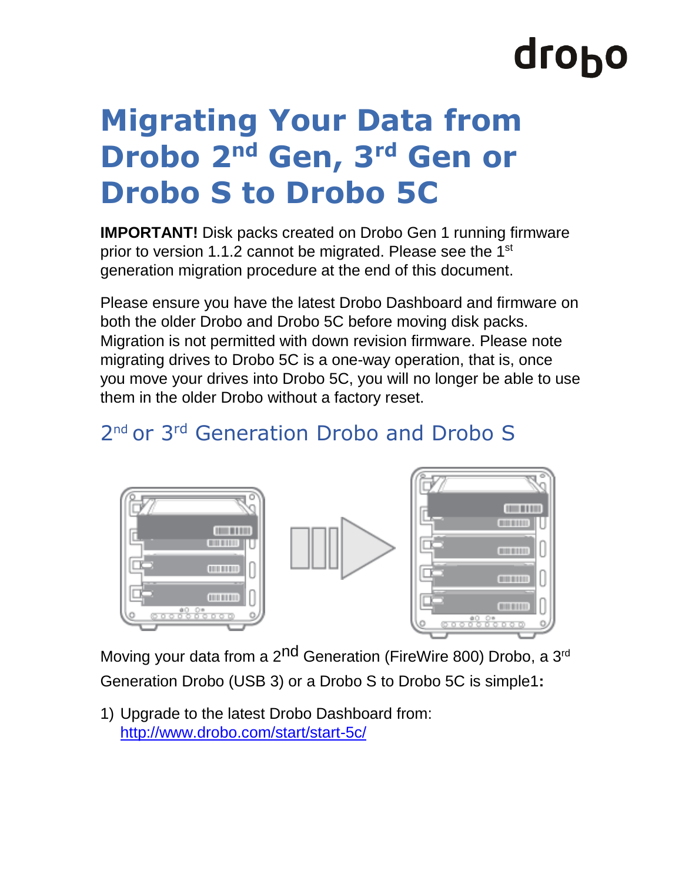# Migrating Your Data from Drobo 2nd Gen, 3rd Gen or Drobo S to Drobo 5C

**IMPORTANT!** Disk packs created on Drobo Gen 1 running firmware prior to version 1.1.2 cannot be migrated. Please see the 1st generation migration procedure at the end of this document.

Please ensure you have the latest Drobo Dashboard and firmware on both the older Drobo and Drobo 5C before moving disk packs. Migration is not permitted with down revision firmware. Please note migrating drives to Drobo 5C is a one-way operation, that is, once you move your drives into Drobo 5C, you will no longer be able to use them in the older Drobo without a factory reset.

## 2nd or 3rd Generation Drobo and Drobo S

Moving your data from a 2nd Generation (FireWire 800) Drobo, a 3rd Generation Drobo (USB 3) or a Drobo S to Drobo 5C is simple1**:**

1) Upgrade to the latest Drobo Dashboard from: http://www.drobo.com/start/start-5c/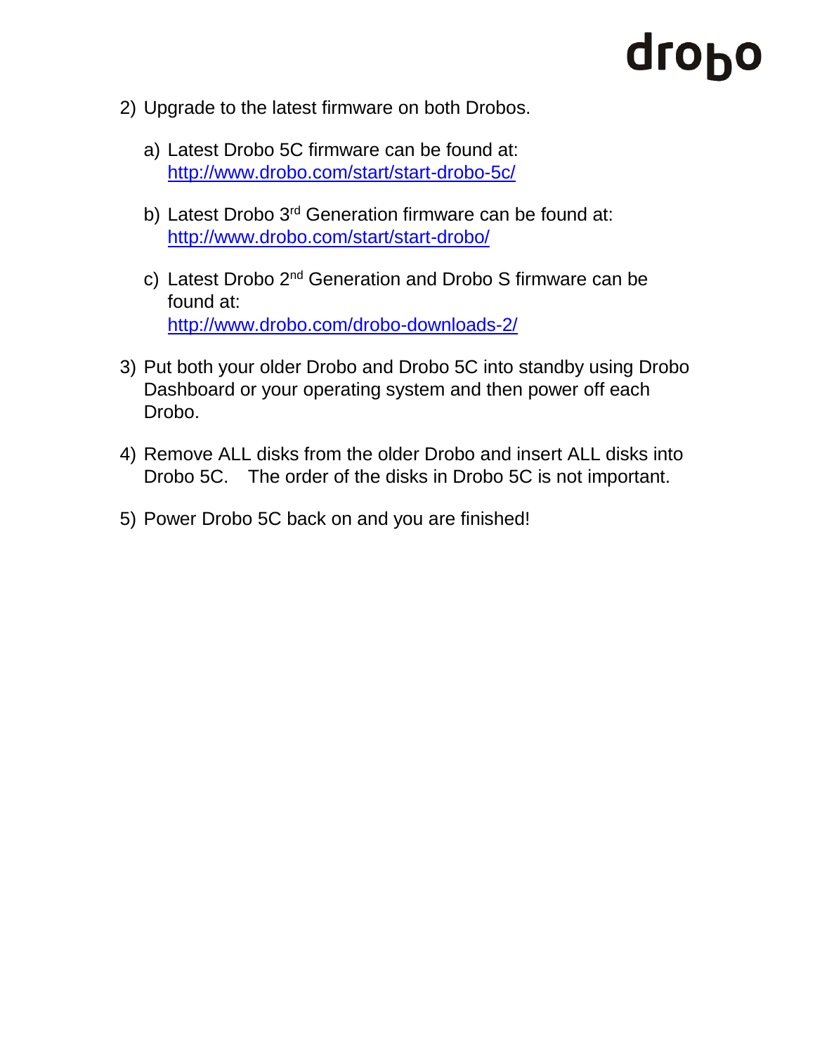2) Upgrade to the latest firmware on both Drobos.

   a) Latest Drobo 5C firmware can be found at:
      http://www.drobo.com/start/start-drobo-5c/

   b) Latest Drobo 3rd Generation firmware can be found at:
      http://www.drobo.com/start/start-drobo/

   c) Latest Drobo 2nd Generation and Drobo S firmware can be found at:
      http://www.drobo.com/drobo-downloads-2/

3) Put both your older Drobo and Drobo 5C into standby using Drobo Dashboard or your operating system and then power off each Drobo.

4) Remove ALL disks from the older Drobo and insert ALL disks into Drobo 5C. The order of the disks in Drobo 5C is not important.

5) Power Drobo 5C back on and you are finished!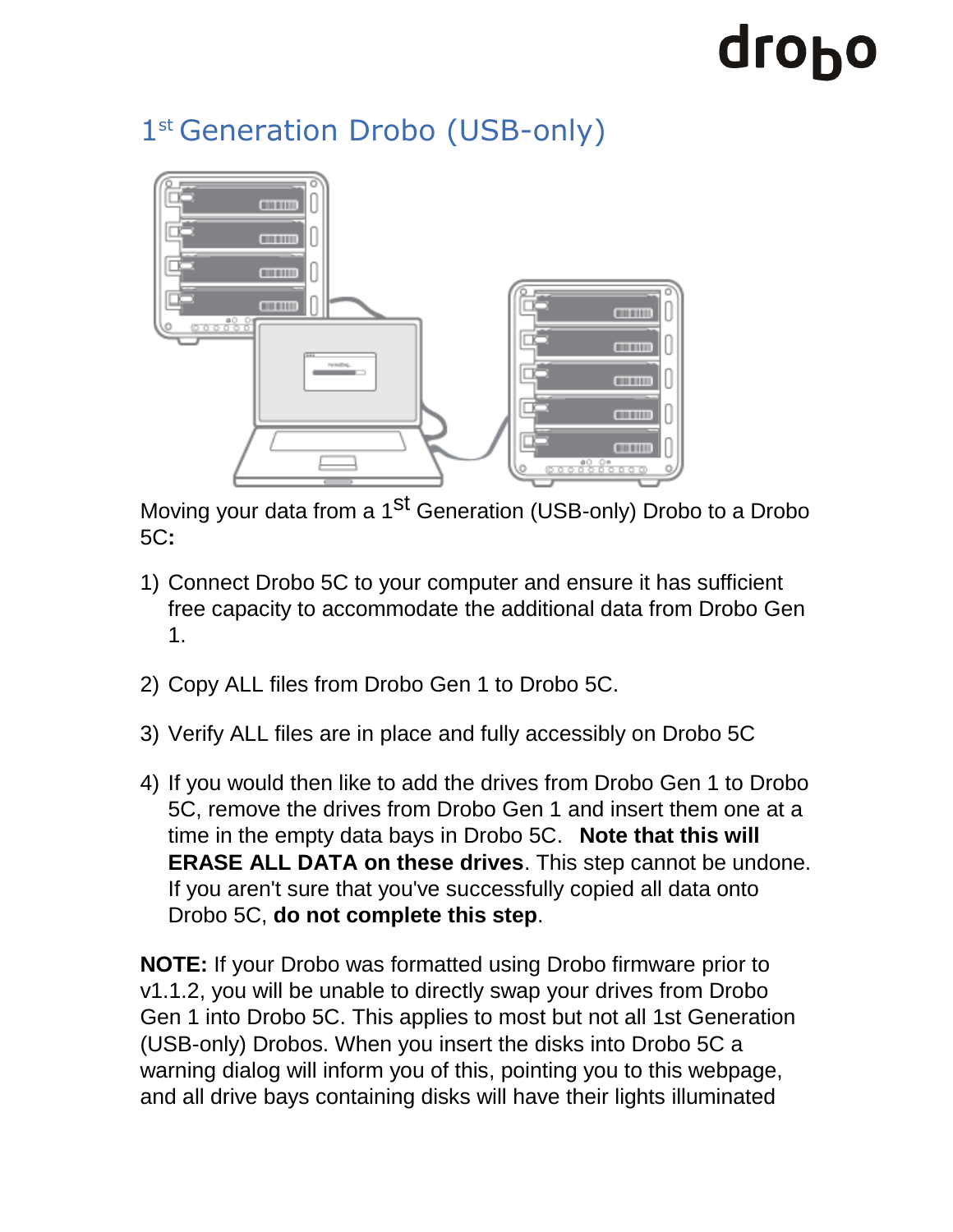## 1st Generation Drobo (USB-only)

Moving your data from a 1st Generation (USB-only) Drobo to a Drobo 5C**:**

1) Connect Drobo 5C to your computer and ensure it has sufficient free capacity to accommodate the additional data from Drobo Gen 1.

2) Copy ALL files from Drobo Gen 1 to Drobo 5C.

3) Verify ALL files are in place and fully accessibly on Drobo 5C

4) If you would then like to add the drives from Drobo Gen 1 to Drobo 5C, remove the drives from Drobo Gen 1 and insert them one at a time in the empty data bays in Drobo 5C. **Note that this will ERASE ALL DATA on these drives**. This step cannot be undone. If you aren't sure that you've successfully copied all data onto Drobo 5C, **do not complete this step**.

**NOTE:** If your Drobo was formatted using Drobo firmware prior to v1.1.2, you will be unable to directly swap your drives from Drobo Gen 1 into Drobo 5C. This applies to most but not all 1st Generation (USB-only) Drobos. When you insert the disks into Drobo 5C a warning dialog will inform you of this, pointing you to this webpage, and all drive bays containing disks will have their lights illuminated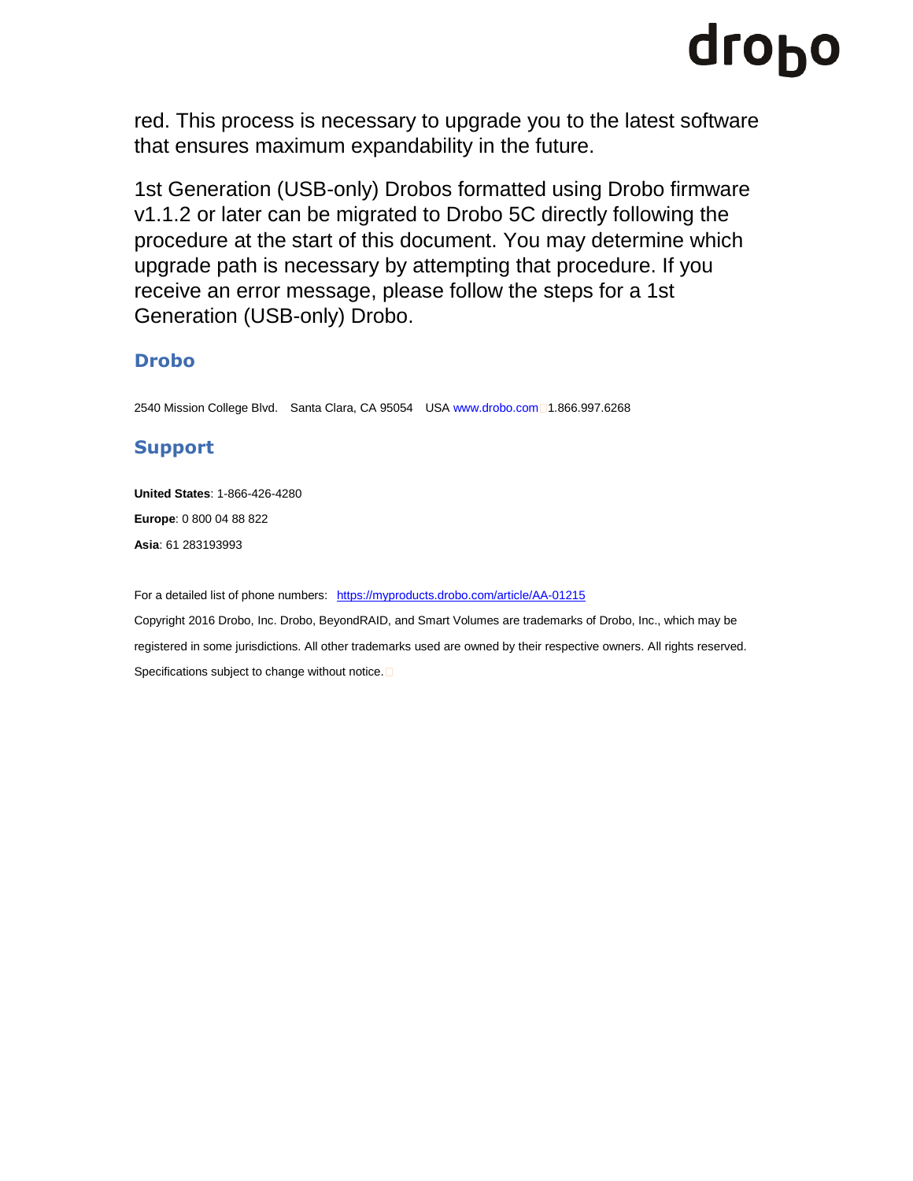red. This process is necessary to upgrade you to the latest software that ensures maximum expandability in the future.

1st Generation (USB-only) Drobos formatted using Drobo firmware v1.1.2 or later can be migrated to Drobo 5C directly following the procedure at the start of this document. You may determine which upgrade path is necessary by attempting that procedure. If you receive an error message, please follow the steps for a 1st Generation (USB-only) Drobo.

## Drobo

2540 Mission College Blvd.    Santa Clara, CA 95054    USA www.drobo.com 1.866.997.6268

## Support

**United States**: 1-866-426-4280

**Europe**: 0 800 04 88 822

**Asia**: 61 283193993

For a detailed list of phone numbers: https://myproducts.drobo.com/article/AA-01215

Copyright 2016 Drobo, Inc. Drobo, BeyondRAID, and Smart Volumes are trademarks of Drobo, Inc., which may be registered in some jurisdictions. All other trademarks used are owned by their respective owners. All rights reserved. Specifications subject to change without notice.